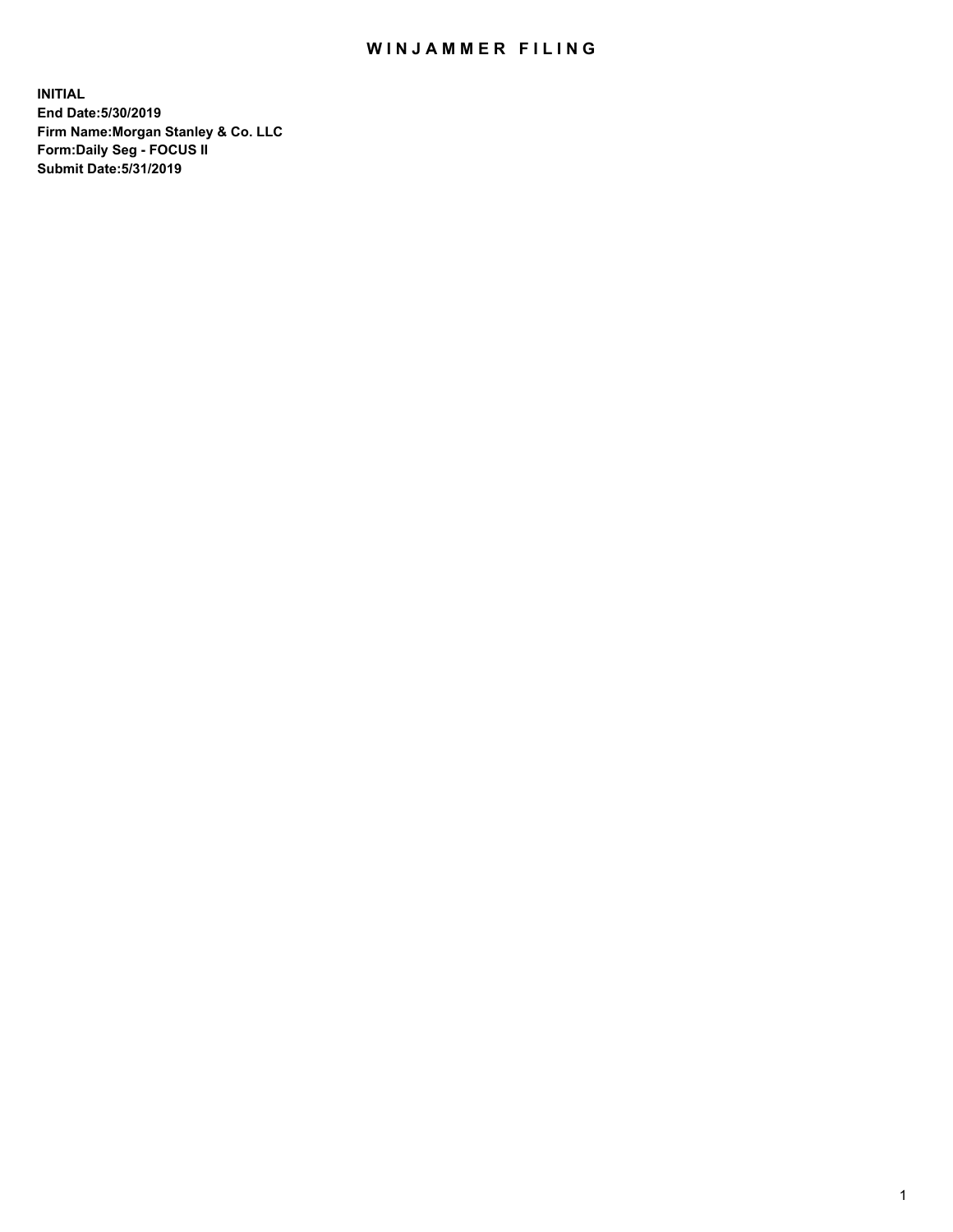# WINJAMMER FILING

**INITIAL**
**End Date:5/30/2019**
**Firm Name:Morgan Stanley & Co. LLC**
**Form:Daily Seg - FOCUS II**
**Submit Date:5/31/2019**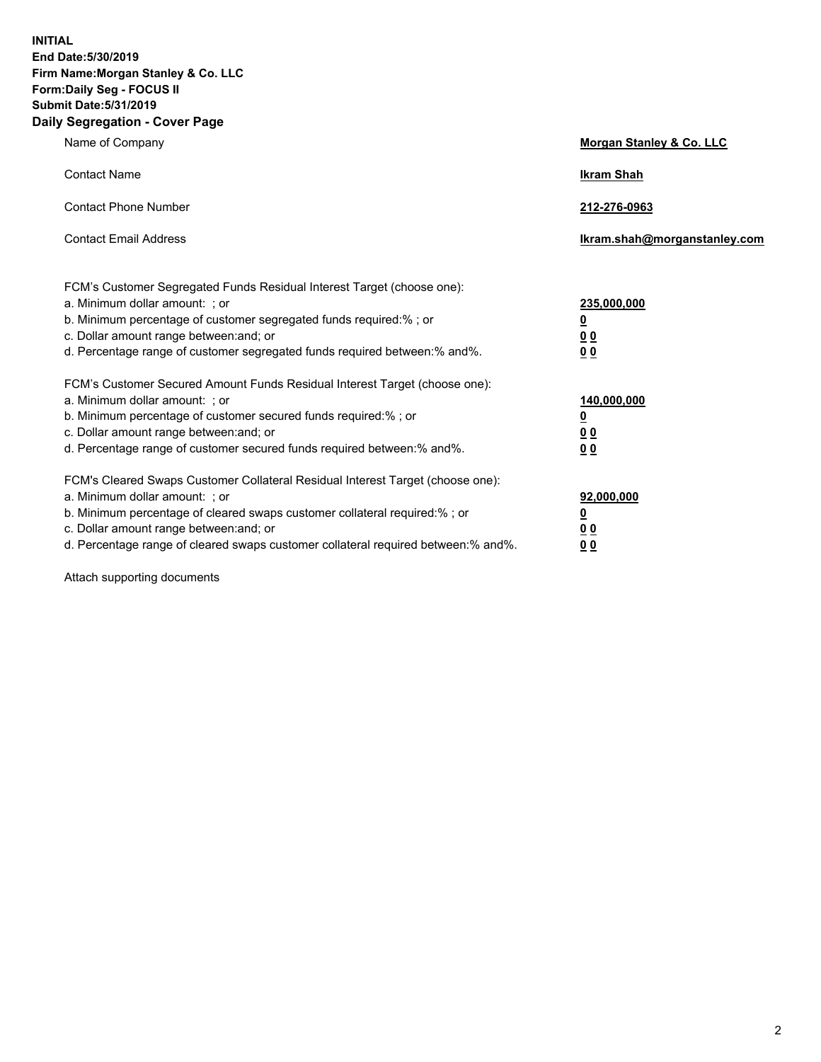**INITIAL**
**End Date:5/30/2019**
**Firm Name:Morgan Stanley & Co. LLC**
**Form:Daily Seg - FOCUS II**
**Submit Date:5/31/2019**
**Daily Segregation - Cover Page**

| | |
|---|---|
| Name of Company | **Morgan Stanley & Co. LLC** |
| Contact Name | **Ikram Shah** |
| Contact Phone Number | **212-276-0963** |
| Contact Email Address | **Ikram.shah@morganstanley.com** |

FCM's Customer Segregated Funds Residual Interest Target (choose one):

| | |
|---|---|
| a. Minimum dollar amount: ; or | **235,000,000** |
| b. Minimum percentage of customer segregated funds required:% ; or | **0** |
| c. Dollar amount range between:and; or | **0 0** |
| d. Percentage range of customer segregated funds required between:% and%. | **0 0** |

FCM's Customer Secured Amount Funds Residual Interest Target (choose one):

| | |
|---|---|
| a. Minimum dollar amount: ; or | **140,000,000** |
| b. Minimum percentage of customer secured funds required:% ; or | **0** |
| c. Dollar amount range between:and; or | **0 0** |
| d. Percentage range of customer secured funds required between:% and%. | **0 0** |

FCM's Cleared Swaps Customer Collateral Residual Interest Target (choose one):

| | |
|---|---|
| a. Minimum dollar amount: ; or | **92,000,000** |
| b. Minimum percentage of cleared swaps customer collateral required:% ; or | **0** |
| c. Dollar amount range between:and; or | **0 0** |
| d. Percentage range of cleared swaps customer collateral required between:% and%. | **0 0** |

Attach supporting documents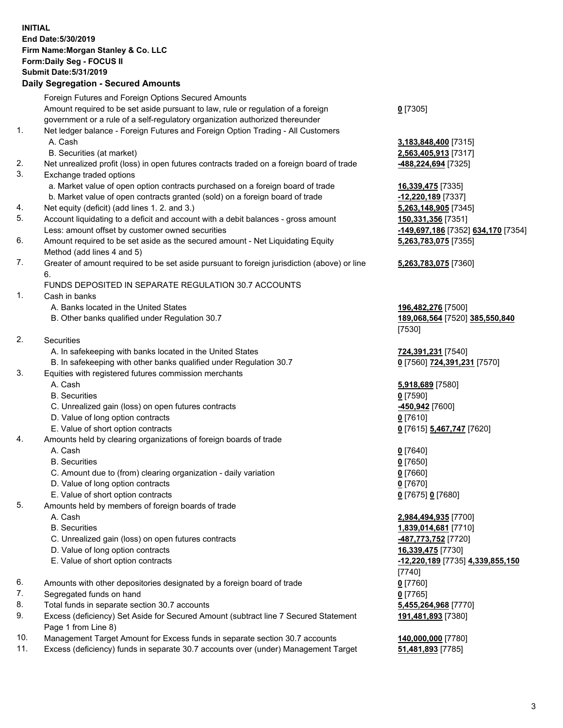**INITIAL**
**End Date:5/30/2019**
**Firm Name:Morgan Stanley & Co. LLC**
**Form:Daily Seg - FOCUS II**
**Submit Date:5/31/2019**

**Daily Segregation - Secured Amounts**

| | | |
|---|---|---|
| | Foreign Futures and Foreign Options Secured Amounts | |
| | Amount required to be set aside pursuant to law, rule or regulation of a foreign government or a rule of a self-regulatory organization authorized thereunder | **0** [7305] |
| 1. | Net ledger balance - Foreign Futures and Foreign Option Trading - All Customers | |
| | A. Cash | **3,183,848,400** [7315] |
| | B. Securities (at market) | **2,563,405,913** [7317] |
| 2. | Net unrealized profit (loss) in open futures contracts traded on a foreign board of trade | **-488,224,694** [7325] |
| 3. | Exchange traded options | |
| | a. Market value of open option contracts purchased on a foreign board of trade | **16,339,475** [7335] |
| | b. Market value of open contracts granted (sold) on a foreign board of trade | **-12,220,189** [7337] |
| 4. | Net equity (deficit) (add lines 1. 2. and 3.) | **5,263,148,905** [7345] |
| 5. | Account liquidating to a deficit and account with a debit balances - gross amount | **150,331,356** [7351] |
| | Less: amount offset by customer owned securities | **-149,697,186** [7352] **634,170** [7354] |
| 6. | Amount required to be set aside as the secured amount - Net Liquidating Equity Method (add lines 4 and 5) | **5,263,783,075** [7355] |
| 7. | Greater of amount required to be set aside pursuant to foreign jurisdiction (above) or line 6. | **5,263,783,075** [7360] |
| | FUNDS DEPOSITED IN SEPARATE REGULATION 30.7 ACCOUNTS | |
| 1. | Cash in banks | |
| | A. Banks located in the United States | **196,482,276** [7500] |
| | B. Other banks qualified under Regulation 30.7 | **189,068,564** [7520] **385,550,840** [7530] |
| 2. | Securities | |
| | A. In safekeeping with banks located in the United States | **724,391,231** [7540] |
| | B. In safekeeping with other banks qualified under Regulation 30.7 | **0** [7560] **724,391,231** [7570] |
| 3. | Equities with registered futures commission merchants | |
| | A. Cash | **5,918,689** [7580] |
| | B. Securities | **0** [7590] |
| | C. Unrealized gain (loss) on open futures contracts | **-450,942** [7600] |
| | D. Value of long option contracts | **0** [7610] |
| | E. Value of short option contracts | **0** [7615] **5,467,747** [7620] |
| 4. | Amounts held by clearing organizations of foreign boards of trade | |
| | A. Cash | **0** [7640] |
| | B. Securities | **0** [7650] |
| | C. Amount due to (from) clearing organization - daily variation | **0** [7660] |
| | D. Value of long option contracts | **0** [7670] |
| | E. Value of short option contracts | **0** [7675] **0** [7680] |
| 5. | Amounts held by members of foreign boards of trade | |
| | A. Cash | **2,984,494,935** [7700] |
| | B. Securities | **1,839,014,681** [7710] |
| | C. Unrealized gain (loss) on open futures contracts | **-487,773,752** [7720] |
| | D. Value of long option contracts | **16,339,475** [7730] |
| | E. Value of short option contracts | **-12,220,189** [7735] **4,339,855,150** [7740] |
| 6. | Amounts with other depositories designated by a foreign board of trade | **0** [7760] |
| 7. | Segregated funds on hand | **0** [7765] |
| 8. | Total funds in separate section 30.7 accounts | **5,455,264,968** [7770] |
| 9. | Excess (deficiency) Set Aside for Secured Amount (subtract line 7 Secured Statement Page 1 from Line 8) | **191,481,893** [7380] |
| 10. | Management Target Amount for Excess funds in separate section 30.7 accounts | **140,000,000** [7780] |
| 11. | Excess (deficiency) funds in separate 30.7 accounts over (under) Management Target | **51,481,893** [7785] |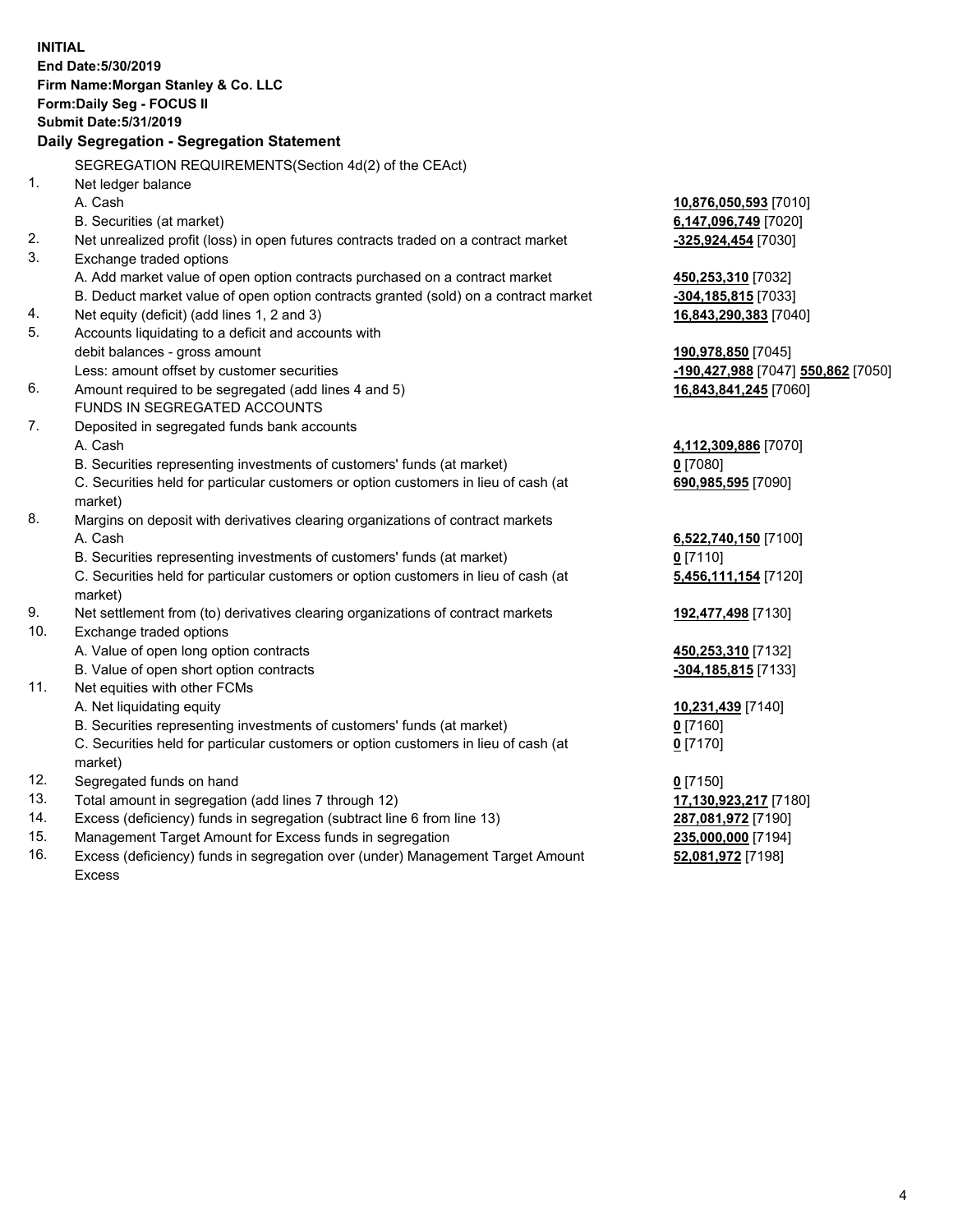**INITIAL**
**End Date:5/30/2019**
**Firm Name:Morgan Stanley & Co. LLC**
**Form:Daily Seg - FOCUS II**
**Submit Date:5/31/2019**

## Daily Segregation - Segregation Statement

SEGREGATION REQUIREMENTS(Section 4d(2) of the CEAct)

| | | |
|---|---|---|
| 1. | Net ledger balance | |
| | A. Cash | **10,876,050,593** [7010] |
| | B. Securities (at market) | **6,147,096,749** [7020] |
| 2. | Net unrealized profit (loss) in open futures contracts traded on a contract market | **-325,924,454** [7030] |
| 3. | Exchange traded options | |
| | A. Add market value of open option contracts purchased on a contract market | **450,253,310** [7032] |
| | B. Deduct market value of open option contracts granted (sold) on a contract market | **-304,185,815** [7033] |
| 4. | Net equity (deficit) (add lines 1, 2 and 3) | **16,843,290,383** [7040] |
| 5. | Accounts liquidating to a deficit and accounts with | |
| | debit balances - gross amount | **190,978,850** [7045] |
| | Less: amount offset by customer securities | **-190,427,988** [7047] **550,862** [7050] |
| 6. | Amount required to be segregated (add lines 4 and 5) | **16,843,841,245** [7060] |
| | FUNDS IN SEGREGATED ACCOUNTS | |
| 7. | Deposited in segregated funds bank accounts | |
| | A. Cash | **4,112,309,886** [7070] |
| | B. Securities representing investments of customers' funds (at market) | **0** [7080] |
| | C. Securities held for particular customers or option customers in lieu of cash (at market) | **690,985,595** [7090] |
| 8. | Margins on deposit with derivatives clearing organizations of contract markets | |
| | A. Cash | **6,522,740,150** [7100] |
| | B. Securities representing investments of customers' funds (at market) | **0** [7110] |
| | C. Securities held for particular customers or option customers in lieu of cash (at market) | **5,456,111,154** [7120] |
| 9. | Net settlement from (to) derivatives clearing organizations of contract markets | **192,477,498** [7130] |
| 10. | Exchange traded options | |
| | A. Value of open long option contracts | **450,253,310** [7132] |
| | B. Value of open short option contracts | **-304,185,815** [7133] |
| 11. | Net equities with other FCMs | |
| | A. Net liquidating equity | **10,231,439** [7140] |
| | B. Securities representing investments of customers' funds (at market) | **0** [7160] |
| | C. Securities held for particular customers or option customers in lieu of cash (at market) | **0** [7170] |
| 12. | Segregated funds on hand | **0** [7150] |
| 13. | Total amount in segregation (add lines 7 through 12) | **17,130,923,217** [7180] |
| 14. | Excess (deficiency) funds in segregation (subtract line 6 from line 13) | **287,081,972** [7190] |
| 15. | Management Target Amount for Excess funds in segregation | **235,000,000** [7194] |
| 16. | Excess (deficiency) funds in segregation over (under) Management Target Amount Excess | **52,081,972** [7198] |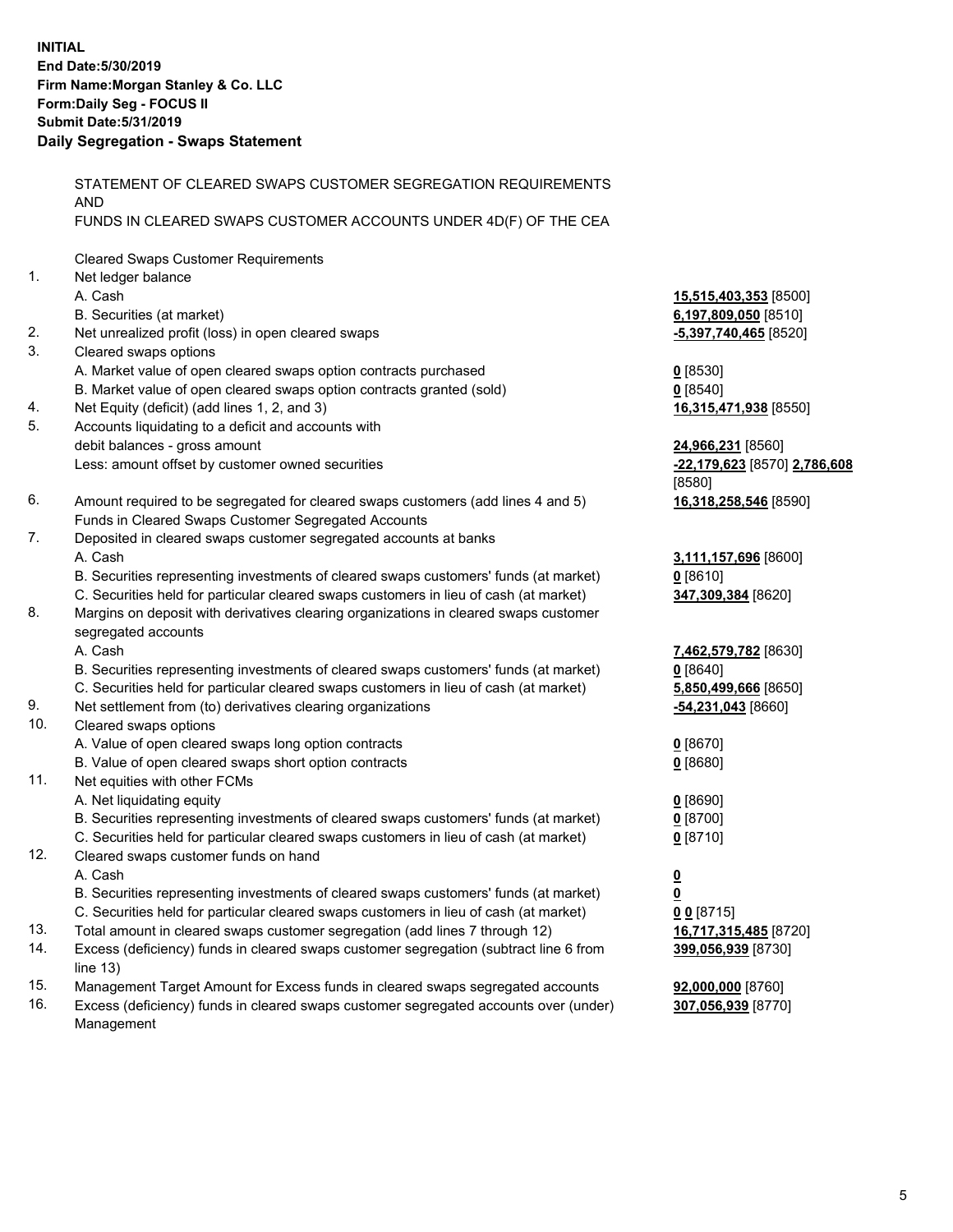**INITIAL**
**End Date:5/30/2019**
**Firm Name:Morgan Stanley & Co. LLC**
**Form:Daily Seg - FOCUS II**
**Submit Date:5/31/2019**
**Daily Segregation - Swaps Statement**

STATEMENT OF CLEARED SWAPS CUSTOMER SEGREGATION REQUIREMENTS AND FUNDS IN CLEARED SWAPS CUSTOMER ACCOUNTS UNDER 4D(F) OF THE CEA

| | | |
|---|---|---|
| | Cleared Swaps Customer Requirements | |
| 1. | Net ledger balance | |
| | A. Cash | **15,515,403,353** [8500] |
| | B. Securities (at market) | **6,197,809,050** [8510] |
| 2. | Net unrealized profit (loss) in open cleared swaps | **-5,397,740,465** [8520] |
| 3. | Cleared swaps options | |
| | A. Market value of open cleared swaps option contracts purchased | **0** [8530] |
| | B. Market value of open cleared swaps option contracts granted (sold) | **0** [8540] |
| 4. | Net Equity (deficit) (add lines 1, 2, and 3) | **16,315,471,938** [8550] |
| 5. | Accounts liquidating to a deficit and accounts with debit balances - gross amount | **24,966,231** [8560] |
| | Less: amount offset by customer owned securities | **-22,179,623** [8570] **2,786,608** [8580] |
| 6. | Amount required to be segregated for cleared swaps customers (add lines 4 and 5) | **16,318,258,546** [8590] |
| | Funds in Cleared Swaps Customer Segregated Accounts | |
| 7. | Deposited in cleared swaps customer segregated accounts at banks | |
| | A. Cash | **3,111,157,696** [8600] |
| | B. Securities representing investments of cleared swaps customers' funds (at market) | **0** [8610] |
| | C. Securities held for particular cleared swaps customers in lieu of cash (at market) | **347,309,384** [8620] |
| 8. | Margins on deposit with derivatives clearing organizations in cleared swaps customer segregated accounts | |
| | A. Cash | **7,462,579,782** [8630] |
| | B. Securities representing investments of cleared swaps customers' funds (at market) | **0** [8640] |
| | C. Securities held for particular cleared swaps customers in lieu of cash (at market) | **5,850,499,666** [8650] |
| 9. | Net settlement from (to) derivatives clearing organizations | **-54,231,043** [8660] |
| 10. | Cleared swaps options | |
| | A. Value of open cleared swaps long option contracts | **0** [8670] |
| | B. Value of open cleared swaps short option contracts | **0** [8680] |
| 11. | Net equities with other FCMs | |
| | A. Net liquidating equity | **0** [8690] |
| | B. Securities representing investments of cleared swaps customers' funds (at market) | **0** [8700] |
| | C. Securities held for particular cleared swaps customers in lieu of cash (at market) | **0** [8710] |
| 12. | Cleared swaps customer funds on hand | |
| | A. Cash | **0** |
| | B. Securities representing investments of cleared swaps customers' funds (at market) | **0** |
| | C. Securities held for particular cleared swaps customers in lieu of cash (at market) | **0** **0** [8715] |
| 13. | Total amount in cleared swaps customer segregation (add lines 7 through 12) | **16,717,315,485** [8720] |
| 14. | Excess (deficiency) funds in cleared swaps customer segregation (subtract line 6 from line 13) | **399,056,939** [8730] |
| 15. | Management Target Amount for Excess funds in cleared swaps segregated accounts | **92,000,000** [8760] |
| 16. | Excess (deficiency) funds in cleared swaps customer segregated accounts over (under) Management | **307,056,939** [8770] |